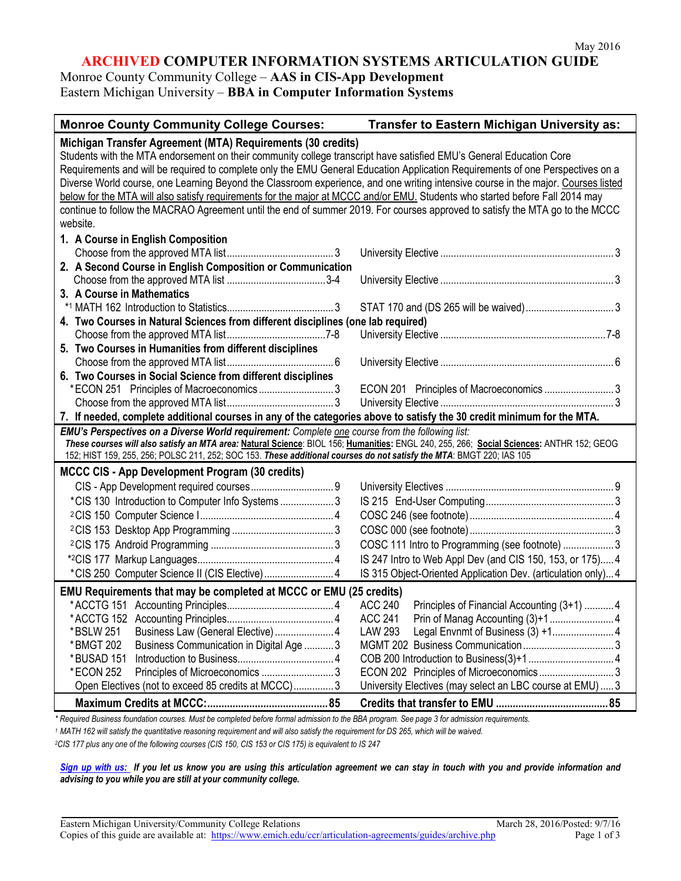May 2016

# ARCHIVED COMPUTER INFORMATION SYSTEMS ARTICULATION GUIDE

Monroe County Community College – **AAS in CIS-App Development**
Eastern Michigan University – **BBA in Computer Information Systems**

| Monroe County Community College Courses: | Transfer to Eastern Michigan University as: |
|---|---|
| **Michigan Transfer Agreement (MTA) Requirements (30 credits)** | |
| Students with the MTA endorsement on their community college transcript have satisfied EMU's General Education Core Requirements and will be required to complete only the EMU General Education Application Requirements of one Perspectives on a Diverse World course, one Learning Beyond the Classroom experience, and one writing intensive course in the major. Courses listed below for the MTA will also satisfy requirements for the major at MCCC and/or EMU. Students who started before Fall 2014 may continue to follow the MACRAO Agreement until the end of summer 2019. For courses approved to satisfy the MTA go to the MCCC website. | |
| **1. A Course in English Composition** | |
| Choose from the approved MTA list ... 3 | University Elective ... 3 |
| **2. A Second Course in English Composition or Communication** | |
| Choose from the approved MTA list ... 3-4 | University Elective ... 3 |
| **3. A Course in Mathematics** | |
| *[1] MATH 162 Introduction to Statistics ... 3 | STAT 170 and (DS 265 will be waived) ... 3 |
| **4. Two Courses in Natural Sciences from different disciplines (one lab required)** | |
| Choose from the approved MTA list ... 7-8 | University Elective ... 7-8 |
| **5. Two Courses in Humanities from different disciplines** | |
| Choose from the approved MTA list ... 6 | University Elective ... 6 |
| **6. Two Courses in Social Science from different disciplines** | |
| *ECON 251 Principles of Macroeconomics ... 3 | ECON 201 Principles of Macroeconomics ... 3 |
| Choose from the approved MTA list ... 3 | University Elective ... 3 |
| **7. If needed, complete additional courses in any of the categories above to satisfy the 30 credit minimum for the MTA.** | |
| ***EMU's Perspectives on a Diverse World requirement:*** *Complete one course from the following list:* ***These courses will also satisfy an MTA area:*** **Natural Science**: BIOL 156; **Humanities**: ENGL 240, 255, 266; **Social Sciences**: ANTHR 152; GEOG 152; HIST 159, 255, 256; POLSC 211, 252; SOC 153. ***These additional courses do not satisfy the MTA***: BMGT 220; IAS 105 | |
| **MCCC CIS - App Development Program (30 credits)** | |
| CIS - App Development required courses ... 9 | University Electives ... 9 |
| *CIS 130 Introduction to Computer Info Systems ... 3 | IS 215 End-User Computing ... 3 |
| [2]CIS 150 Computer Science I ... 4 | COSC 246 (see footnote) ... 4 |
| [2]CIS 153 Desktop App Programming ... 3 | COSC 000 (see footnote) ... 3 |
| [2]CIS 175 Android Programming ... 3 | COSC 111 Intro to Programming (see footnote) ... 3 |
| *[2]CIS 177 Markup Languages ... 4 | IS 247 Intro to Web Appl Dev (and CIS 150, 153, or 175) ... 4 |
| *CIS 250 Computer Science II (CIS Elective) ... 4 | IS 315 Object-Oriented Application Dev. (articulation only) ... 4 |
| **EMU Requirements that may be completed at MCCC or EMU (25 credits)** | |
| *ACCTG 151 Accounting Principles ... 4 | ACC 240 Principles of Financial Accounting (3+1) ... 4 |
| *ACCTG 152 Accounting Principles ... 4 | ACC 241 Prin of Manag Accounting (3)+1 ... 4 |
| *BSLW 251 Business Law (General Elective) ... 4 | LAW 293 Legal Envnmt of Business (3) +1 ... 4 |
| *BMGT 202 Business Communication in Digital Age ... 3 | MGMT 202 Business Communication ... 3 |
| *BUSAD 151 Introduction to Business ... 4 | COB 200 Introduction to Business(3)+1 ... 4 |
| *ECON 252 Principles of Microeconomics ... 3 | ECON 202 Principles of Microeconomics ... 3 |
| Open Electives (not to exceed 85 credits at MCCC) ... 3 | University Electives (may select an LBC course at EMU) ... 3 |
| **Maximum Credits at MCCC: ... 85** | **Credits that transfer to EMU ... 85** |

*\* Required Business foundation courses. Must be completed before formal admission to the BBA program. See page 3 for admission requirements.*

*[1] MATH 162 will satisfy the quantitative reasoning requirement and will also satisfy the requirement for DS 265, which will be waived.*

*[2]CIS 177 plus any one of the following courses (CIS 150, CIS 153 or CIS 175) is equivalent to IS 247*

***Sign up with us:*** ***If you let us know you are using this articulation agreement we can stay in touch with you and provide information and advising to you while you are still at your community college.***

Eastern Michigan University/Community College Relations — March 28, 2016/Posted: 9/7/16
Copies of this guide are available at: https://www.emich.edu/ccr/articulation-agreements/guides/archive.php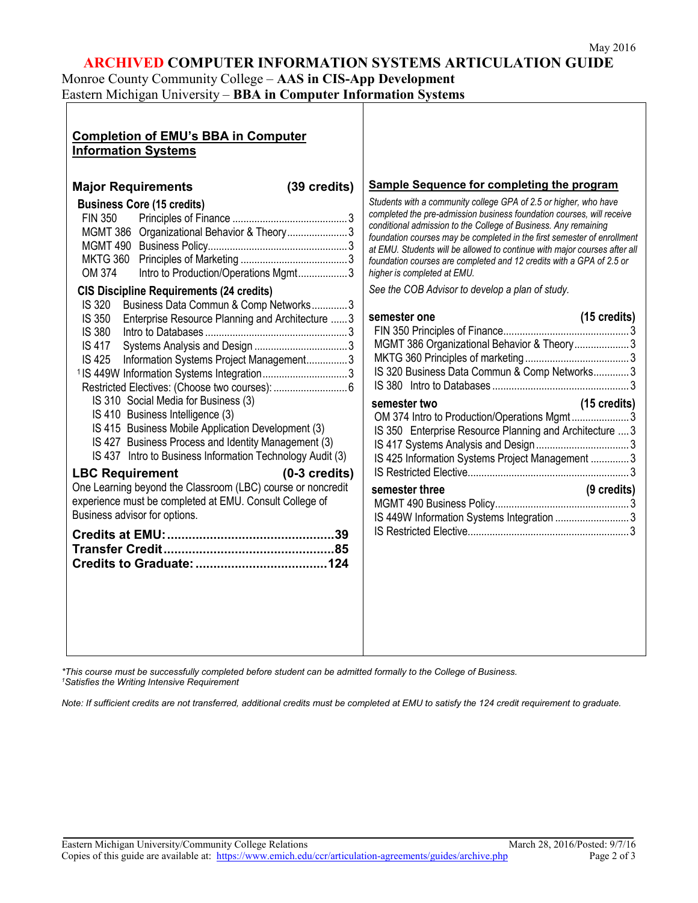May 2016

# ARCHIVED COMPUTER INFORMATION SYSTEMS ARTICULATION GUIDE

Monroe County Community College – **AAS in CIS-App Development**
Eastern Michigan University – **BBA in Computer Information Systems**

## Completion of EMU's BBA in Computer Information Systems

### Major Requirements (39 credits)

**Business Core (15 credits)**

| Course | Title | Credits |
|---|---|---|
| FIN 350 | Principles of Finance | 3 |
| MGMT 386 | Organizational Behavior & Theory | 3 |
| MGMT 490 | Business Policy | 3 |
| MKTG 360 | Principles of Marketing | 3 |
| OM 374 | Intro to Production/Operations Mgmt | 3 |

**CIS Discipline Requirements (24 credits)**

| Course | Title | Credits |
|---|---|---|
| IS 320 | Business Data Commun & Comp Networks | 3 |
| IS 350 | Enterprise Resource Planning and Architecture | 3 |
| IS 380 | Intro to Databases | 3 |
| IS 417 | Systems Analysis and Design | 3 |
| IS 425 | Information Systems Project Management | 3 |
| [1]IS 449W | Information Systems Integration | 3 |
| | Restricted Electives: (Choose two courses): | 6 |

- IS 310 Social Media for Business (3)
- IS 410 Business Intelligence (3)
- IS 415 Business Mobile Application Development (3)
- IS 427 Business Process and Identity Management (3)
- IS 437 Intro to Business Information Technology Audit (3)

### LBC Requirement (0-3 credits)

One Learning beyond the Classroom (LBC) course or noncredit experience must be completed at EMU. Consult College of Business advisor for options.

**Credits at EMU: 39**
**Transfer Credit: 85**
**Credits to Graduate: 124**

## Sample Sequence for completing the program

*Students with a community college GPA of 2.5 or higher, who have completed the pre-admission business foundation courses, will receive conditional admission to the College of Business. Any remaining foundation courses may be completed in the first semester of enrollment at EMU. Students will be allowed to continue with major courses after all foundation courses are completed and 12 credits with a GPA of 2.5 or higher is completed at EMU.*

*See the COB Advisor to develop a plan of study.*

**semester one (15 credits)**

| Course | Credits |
|---|---|
| FIN 350 Principles of Finance | 3 |
| MGMT 386 Organizational Behavior & Theory | 3 |
| MKTG 360 Principles of marketing | 3 |
| IS 320 Business Data Commun & Comp Networks | 3 |
| IS 380 Intro to Databases | 3 |

**semester two (15 credits)**

| Course | Credits |
|---|---|
| OM 374 Intro to Production/Operations Mgmt | 3 |
| IS 350 Enterprise Resource Planning and Architecture | 3 |
| IS 417 Systems Analysis and Design | 3 |
| IS 425 Information Systems Project Management | 3 |
| IS Restricted Elective | 3 |

**semester three (9 credits)**

| Course | Credits |
|---|---|
| MGMT 490 Business Policy | 3 |
| IS 449W Information Systems Integration | 3 |
| IS Restricted Elective | 3 |

*\*This course must be successfully completed before student can be admitted formally to the College of Business.*
*[1]Satisfies the Writing Intensive Requirement*

*Note: If sufficient credits are not transferred, additional credits must be completed at EMU to satisfy the 124 credit requirement to graduate.*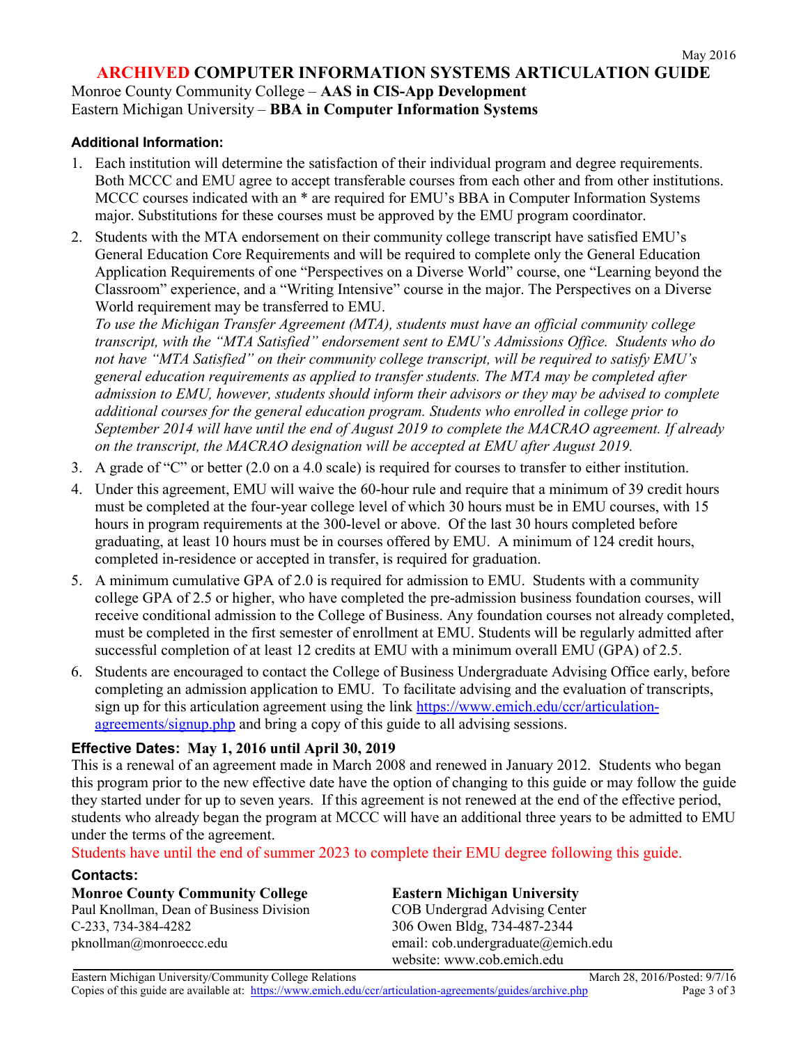May 2016

# ARCHIVED COMPUTER INFORMATION SYSTEMS ARTICULATION GUIDE

Monroe County Community College – **AAS in CIS-App Development**
Eastern Michigan University – **BBA in Computer Information Systems**

### Additional Information:

1. Each institution will determine the satisfaction of their individual program and degree requirements. Both MCCC and EMU agree to accept transferable courses from each other and from other institutions. MCCC courses indicated with an * are required for EMU's BBA in Computer Information Systems major. Substitutions for these courses must be approved by the EMU program coordinator.
2. Students with the MTA endorsement on their community college transcript have satisfied EMU's General Education Core Requirements and will be required to complete only the General Education Application Requirements of one "Perspectives on a Diverse World" course, one "Learning beyond the Classroom" experience, and a "Writing Intensive" course in the major. The Perspectives on a Diverse World requirement may be transferred to EMU.
*To use the Michigan Transfer Agreement (MTA), students must have an official community college transcript, with the "MTA Satisfied" endorsement sent to EMU's Admissions Office. Students who do not have "MTA Satisfied" on their community college transcript, will be required to satisfy EMU's general education requirements as applied to transfer students. The MTA may be completed after admission to EMU, however, students should inform their advisors or they may be advised to complete additional courses for the general education program. Students who enrolled in college prior to September 2014 will have until the end of August 2019 to complete the MACRAO agreement. If already on the transcript, the MACRAO designation will be accepted at EMU after August 2019.*
3. A grade of "C" or better (2.0 on a 4.0 scale) is required for courses to transfer to either institution.
4. Under this agreement, EMU will waive the 60-hour rule and require that a minimum of 39 credit hours must be completed at the four-year college level of which 30 hours must be in EMU courses, with 15 hours in program requirements at the 300-level or above. Of the last 30 hours completed before graduating, at least 10 hours must be in courses offered by EMU. A minimum of 124 credit hours, completed in-residence or accepted in transfer, is required for graduation.
5. A minimum cumulative GPA of 2.0 is required for admission to EMU. Students with a community college GPA of 2.5 or higher, who have completed the pre-admission business foundation courses, will receive conditional admission to the College of Business. Any foundation courses not already completed, must be completed in the first semester of enrollment at EMU. Students will be regularly admitted after successful completion of at least 12 credits at EMU with a minimum overall EMU (GPA) of 2.5.
6. Students are encouraged to contact the College of Business Undergraduate Advising Office early, before completing an admission application to EMU. To facilitate advising and the evaluation of transcripts, sign up for this articulation agreement using the link https://www.emich.edu/ccr/articulation-agreements/signup.php and bring a copy of this guide to all advising sessions.

### Effective Dates: May 1, 2016 until April 30, 2019

This is a renewal of an agreement made in March 2008 and renewed in January 2012. Students who began this program prior to the new effective date have the option of changing to this guide or may follow the guide they started under for up to seven years. If this agreement is not renewed at the end of the effective period, students who already began the program at MCCC will have an additional three years to be admitted to EMU under the terms of the agreement.

Students have until the end of summer 2023 to complete their EMU degree following this guide.

### Contacts:

**Monroe County Community College**
Paul Knollman, Dean of Business Division
C-233, 734-384-4282
pknollman@monroeccc.edu

**Eastern Michigan University**
COB Undergrad Advising Center
306 Owen Bldg, 734-487-2344
email: cob.undergraduate@emich.edu
website: www.cob.emich.edu

Eastern Michigan University/Community College Relations — March 28, 2016/Posted: 9/7/16
Copies of this guide are available at: https://www.emich.edu/ccr/articulation-agreements/guides/archive.php